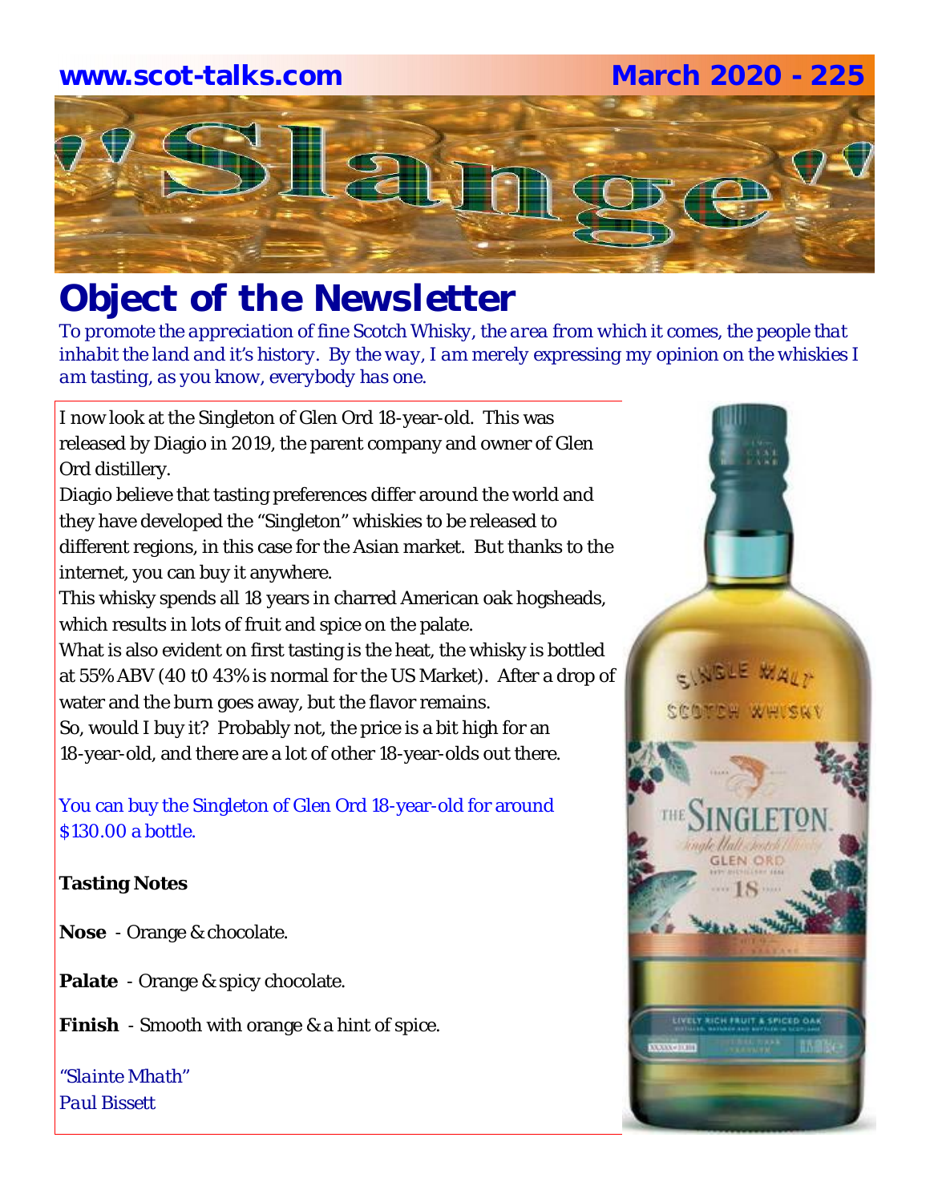**www.scot-talks.com** **March 2020 - 225**

# "Slange"

## Object of the Newsletter

*To promote the appreciation of fine Scotch Whisky, the area from which it comes, the people that inhabit the land and it's history. By the way, I am merely expressing my opinion on the whiskies I am tasting, as you know, everybody has one.*

I now look at the Singleton of Glen Ord 18-year-old. This was released by Diagio in 2019, the parent company and owner of Glen Ord distillery.

Diagio believe that tasting preferences differ around the world and they have developed the "Singleton" whiskies to be released to different regions, in this case for the Asian market. But thanks to the internet, you can buy it anywhere.

This whisky spends all 18 years in charred American oak hogsheads, which results in lots of fruit and spice on the palate.

What is also evident on first tasting is the heat, the whisky is bottled at 55% ABV (40 t0 43% is normal for the US Market). After a drop of water and the burn goes away, but the flavor remains.

So, would I buy it? Probably not, the price is a bit high for an 18-year-old, and there are a lot of other 18-year-olds out there.

You can buy the Singleton of Glen Ord 18-year-old for around $130.00 a bottle.

**Tasting Notes**

**Nose** - Orange & chocolate.

**Palate** - Orange & spicy chocolate.

**Finish** - Smooth with orange & a hint of spice.

*"Slainte Mhath"*
*Paul Bissett*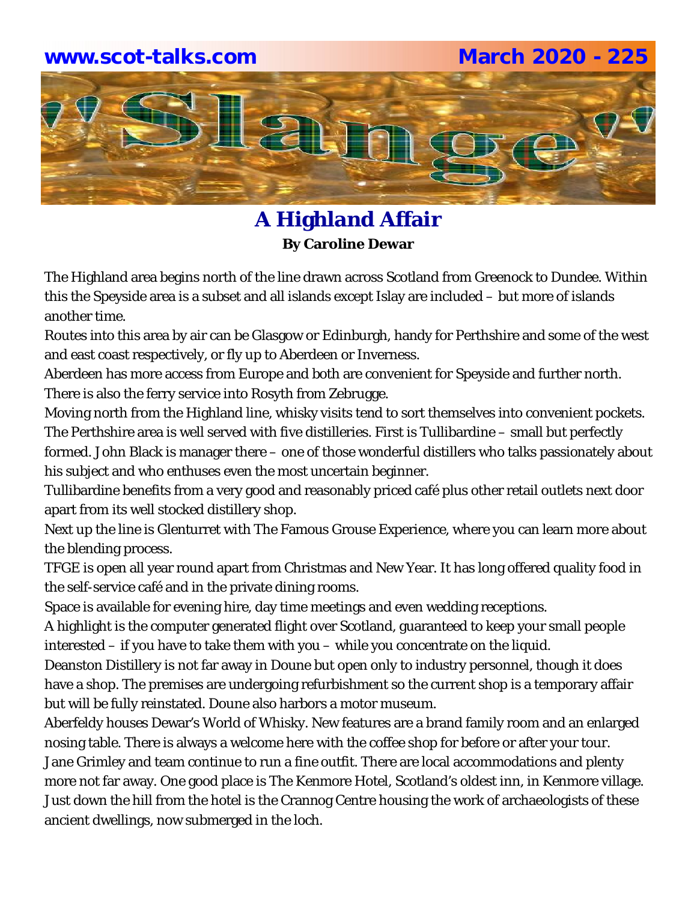# A Highland Affair

**By Caroline Dewar**

The Highland area begins north of the line drawn across Scotland from Greenock to Dundee. Within this the Speyside area is a subset and all islands except Islay are included – but more of islands another time.

Routes into this area by air can be Glasgow or Edinburgh, handy for Perthshire and some of the west and east coast respectively, or fly up to Aberdeen or Inverness.

Aberdeen has more access from Europe and both are convenient for Speyside and further north. There is also the ferry service into Rosyth from Zebrugge.

Moving north from the Highland line, whisky visits tend to sort themselves into convenient pockets. The Perthshire area is well served with five distilleries. First is Tullibardine – small but perfectly formed. John Black is manager there – one of those wonderful distillers who talks passionately about his subject and who enthuses even the most uncertain beginner.

Tullibardine benefits from a very good and reasonably priced café plus other retail outlets next door apart from its well stocked distillery shop.

Next up the line is Glenturret with The Famous Grouse Experience, where you can learn more about the blending process.

TFGE is open all year round apart from Christmas and New Year. It has long offered quality food in the self-service café and in the private dining rooms.

Space is available for evening hire, day time meetings and even wedding receptions.

A highlight is the computer generated flight over Scotland, guaranteed to keep your small people interested – if you have to take them with you – while you concentrate on the liquid.

Deanston Distillery is not far away in Doune but open only to industry personnel, though it does have a shop. The premises are undergoing refurbishment so the current shop is a temporary affair but will be fully reinstated. Doune also harbors a motor museum.

Aberfeldy houses Dewar's World of Whisky. New features are a brand family room and an enlarged nosing table. There is always a welcome here with the coffee shop for before or after your tour. Jane Grimley and team continue to run a fine outfit. There are local accommodations and plenty more not far away. One good place is The Kenmore Hotel, Scotland's oldest inn, in Kenmore village. Just down the hill from the hotel is the Crannog Centre housing the work of archaeologists of these ancient dwellings, now submerged in the loch.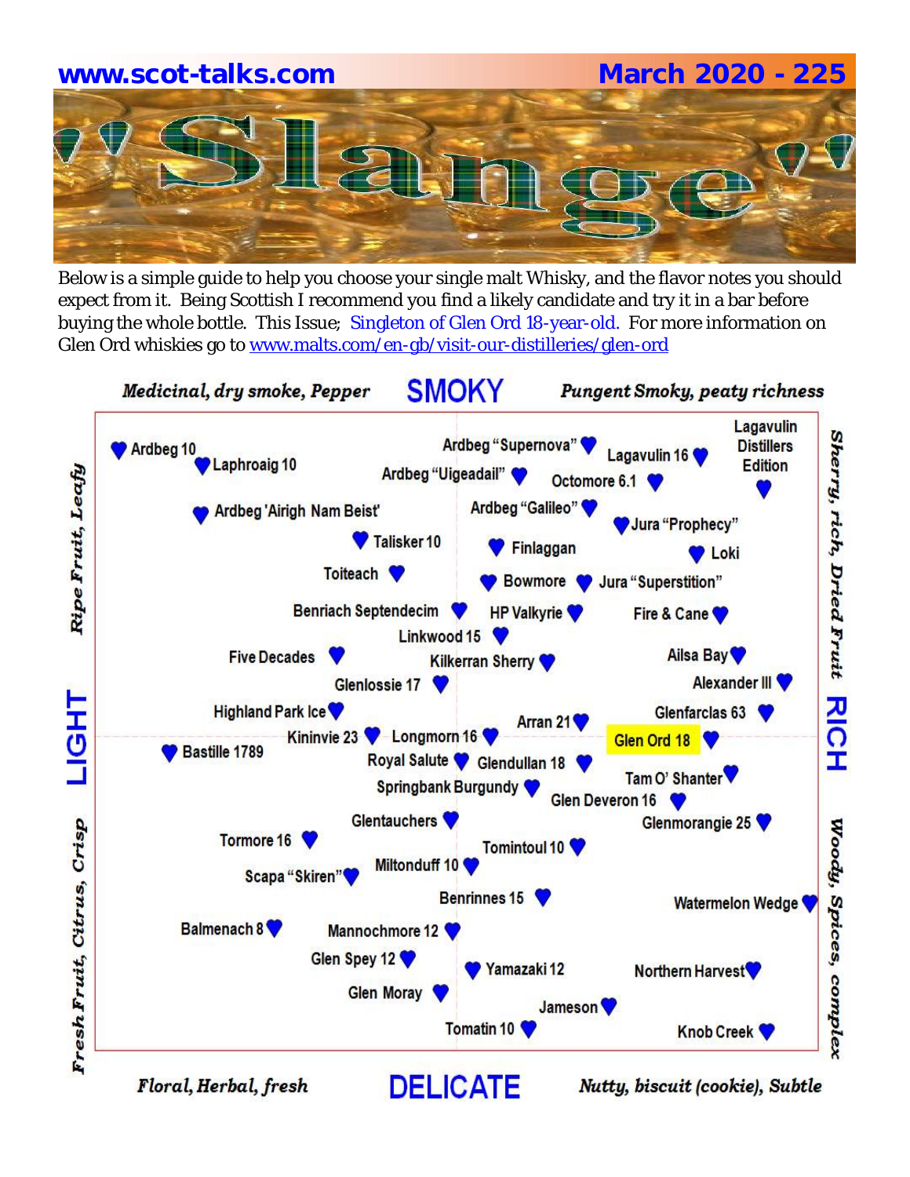**www.scot-talks.com** **March 2020 - 225**

# "Slange"

Below is a simple guide to help you choose your single malt Whisky, and the flavor notes you should expect from it. Being Scottish I recommend you find a likely candidate and try it in a bar before buying the whole bottle. This Issue; Singleton of Glen Ord 18-year-old. For more information on Glen Ord whiskies go to www.malts.com/en-gb/visit-our-distilleries/glen-ord

*Medicinal, dry smoke, Pepper* **SMOKY** *Pungent Smoky, peaty richness*

*Ripe Fruit, Leafy* — **LIGHT** — *Fresh Fruit, Citrus, Crisp*

*Sherry, rich, Dried Fruit* — **RICH** — *Woody, Spices, complex*

Ardbeg 10
Laphroaig 10
Ardbeg "Supernova"
Ardbeg "Uigeadail"
Lagavulin 16
Lagavulin Distillers Edition
Octomore 6.1
Ardbeg 'Airigh Nam Beist'
Ardbeg "Galileo"
Jura "Prophecy"
Talisker 10
Finlaggan
Loki
Toiteach
Bowmore
Jura "Superstition"
Benriach Septendecim
HP Valkyrie
Fire & Cane
Linkwood 15
Five Decades
Kilkerran Sherry
Ailsa Bay
Glenlossie 17
Alexander III
Highland Park Ice
Glenfarclas 63
Arran 21
Kininvie 23
Longmorn 16
Glen Ord 18
Bastille 1789
Royal Salute
Glendullan 18
Springbank Burgundy
Tam O' Shanter
Glen Deveron 16
Glentauchers
Glenmorangie 25
Tormore 16
Tomintoul 10
Miltonduff 10
Scapa "Skiren"
Benrinnes 15
Watermelon Wedge
Balmenach 8
Mannochmore 12
Glen Spey 12
Yamazaki 12
Northern Harvest
Glen Moray
Jameson
Tomatin 10
Knob Creek

*Floral, Herbal, fresh* **DELICATE** *Nutty, biscuit (cookie), Subtle*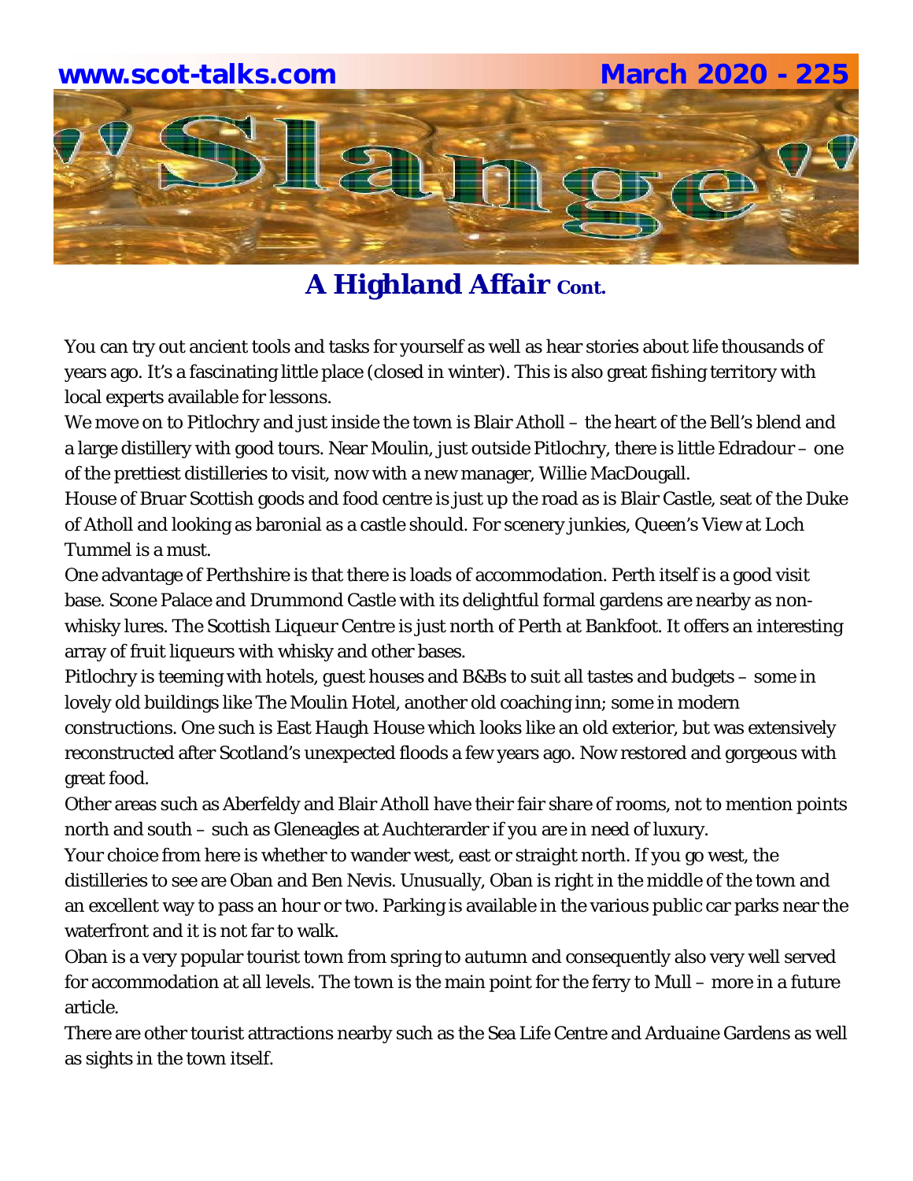## A Highland Affair Cont.

You can try out ancient tools and tasks for yourself as well as hear stories about life thousands of years ago. It's a fascinating little place (closed in winter). This is also great fishing territory with local experts available for lessons.

We move on to Pitlochry and just inside the town is Blair Atholl – the heart of the Bell's blend and a large distillery with good tours. Near Moulin, just outside Pitlochry, there is little Edradour – one of the prettiest distilleries to visit, now with a new manager, Willie MacDougall.

House of Bruar Scottish goods and food centre is just up the road as is Blair Castle, seat of the Duke of Atholl and looking as baronial as a castle should. For scenery junkies, Queen's View at Loch Tummel is a must.

One advantage of Perthshire is that there is loads of accommodation. Perth itself is a good visit base. Scone Palace and Drummond Castle with its delightful formal gardens are nearby as non-whisky lures. The Scottish Liqueur Centre is just north of Perth at Bankfoot. It offers an interesting array of fruit liqueurs with whisky and other bases.

Pitlochry is teeming with hotels, guest houses and B&Bs to suit all tastes and budgets – some in lovely old buildings like The Moulin Hotel, another old coaching inn; some in modern constructions. One such is East Haugh House which looks like an old exterior, but was extensively reconstructed after Scotland's unexpected floods a few years ago. Now restored and gorgeous with great food.

Other areas such as Aberfeldy and Blair Atholl have their fair share of rooms, not to mention points north and south – such as Gleneagles at Auchterarder if you are in need of luxury.

Your choice from here is whether to wander west, east or straight north. If you go west, the distilleries to see are Oban and Ben Nevis. Unusually, Oban is right in the middle of the town and an excellent way to pass an hour or two. Parking is available in the various public car parks near the waterfront and it is not far to walk.

Oban is a very popular tourist town from spring to autumn and consequently also very well served for accommodation at all levels. The town is the main point for the ferry to Mull – more in a future article.

There are other tourist attractions nearby such as the Sea Life Centre and Arduaine Gardens as well as sights in the town itself.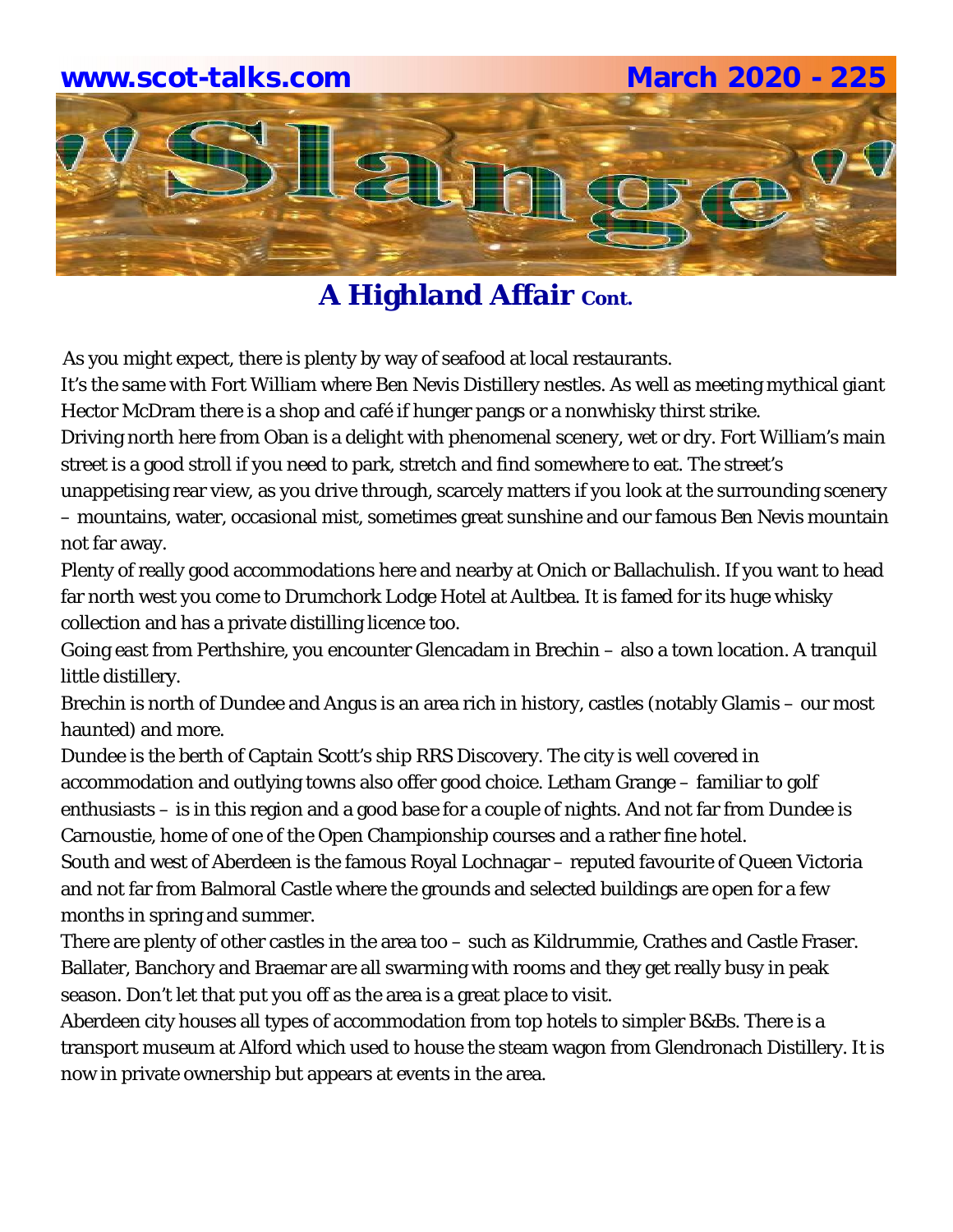## A Highland Affair Cont.

As you might expect, there is plenty by way of seafood at local restaurants.

It's the same with Fort William where Ben Nevis Distillery nestles. As well as meeting mythical giant Hector McDram there is a shop and café if hunger pangs or a nonwhisky thirst strike.

Driving north here from Oban is a delight with phenomenal scenery, wet or dry. Fort William's main street is a good stroll if you need to park, stretch and find somewhere to eat. The street's unappetising rear view, as you drive through, scarcely matters if you look at the surrounding scenery – mountains, water, occasional mist, sometimes great sunshine and our famous Ben Nevis mountain not far away.

Plenty of really good accommodations here and nearby at Onich or Ballachulish. If you want to head far north west you come to Drumchork Lodge Hotel at Aultbea. It is famed for its huge whisky collection and has a private distilling licence too.

Going east from Perthshire, you encounter Glencadam in Brechin – also a town location. A tranquil little distillery.

Brechin is north of Dundee and Angus is an area rich in history, castles (notably Glamis – our most haunted) and more.

Dundee is the berth of Captain Scott's ship RRS Discovery. The city is well covered in accommodation and outlying towns also offer good choice. Letham Grange – familiar to golf enthusiasts – is in this region and a good base for a couple of nights. And not far from Dundee is Carnoustie, home of one of the Open Championship courses and a rather fine hotel.

South and west of Aberdeen is the famous Royal Lochnagar – reputed favourite of Queen Victoria and not far from Balmoral Castle where the grounds and selected buildings are open for a few months in spring and summer.

There are plenty of other castles in the area too – such as Kildrummie, Crathes and Castle Fraser. Ballater, Banchory and Braemar are all swarming with rooms and they get really busy in peak season. Don't let that put you off as the area is a great place to visit.

Aberdeen city houses all types of accommodation from top hotels to simpler B&Bs. There is a transport museum at Alford which used to house the steam wagon from Glendronach Distillery. It is now in private ownership but appears at events in the area.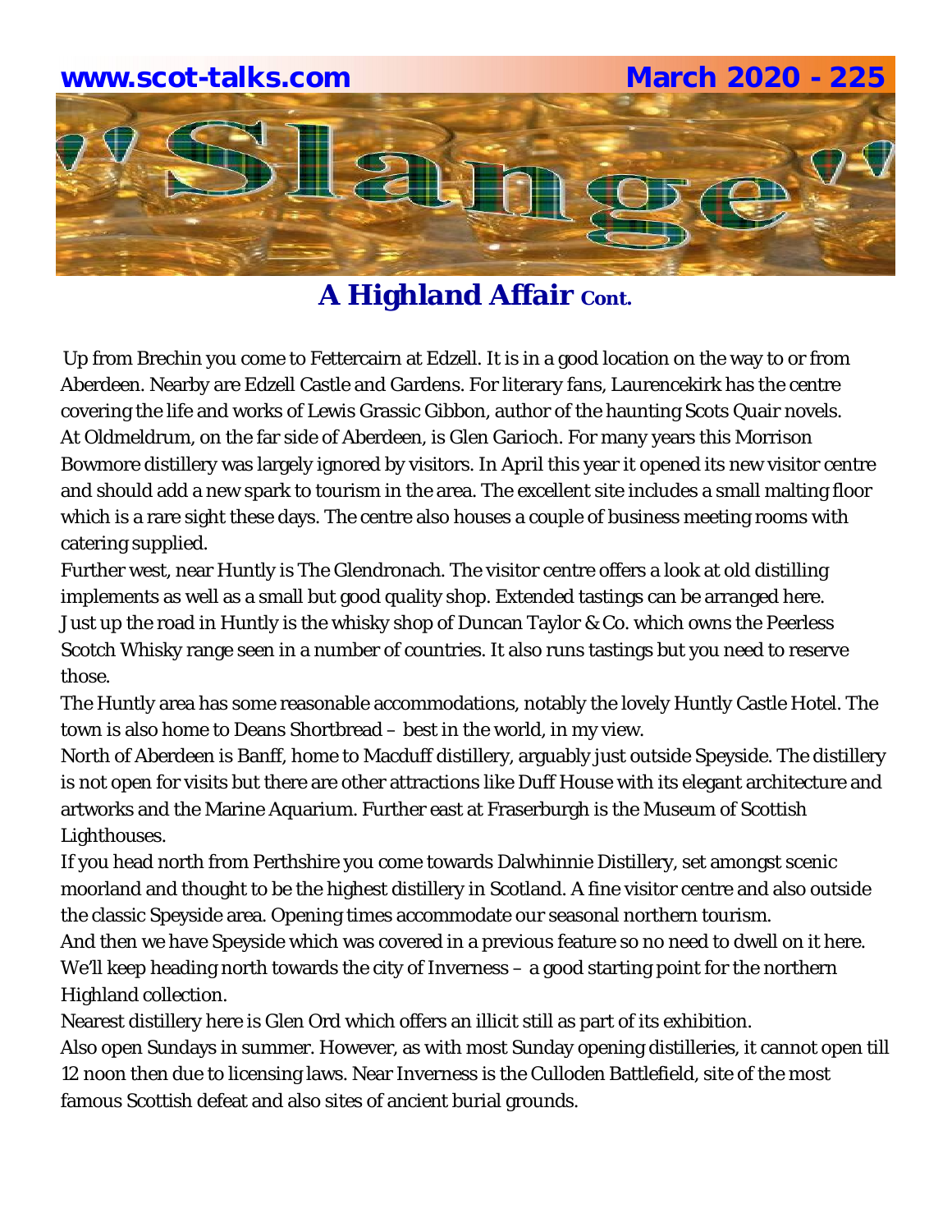## A Highland Affair Cont.

Up from Brechin you come to Fettercairn at Edzell. It is in a good location on the way to or from Aberdeen. Nearby are Edzell Castle and Gardens. For literary fans, Laurencekirk has the centre covering the life and works of Lewis Grassic Gibbon, author of the haunting Scots Quair novels.
At Oldmeldrum, on the far side of Aberdeen, is Glen Garioch. For many years this Morrison Bowmore distillery was largely ignored by visitors. In April this year it opened its new visitor centre and should add a new spark to tourism in the area. The excellent site includes a small malting floor which is a rare sight these days. The centre also houses a couple of business meeting rooms with catering supplied.
Further west, near Huntly is The Glendronach. The visitor centre offers a look at old distilling implements as well as a small but good quality shop. Extended tastings can be arranged here.
Just up the road in Huntly is the whisky shop of Duncan Taylor & Co. which owns the Peerless Scotch Whisky range seen in a number of countries. It also runs tastings but you need to reserve those.
The Huntly area has some reasonable accommodations, notably the lovely Huntly Castle Hotel. The town is also home to Deans Shortbread – best in the world, in my view.
North of Aberdeen is Banff, home to Macduff distillery, arguably just outside Speyside. The distillery is not open for visits but there are other attractions like Duff House with its elegant architecture and artworks and the Marine Aquarium. Further east at Fraserburgh is the Museum of Scottish Lighthouses.
If you head north from Perthshire you come towards Dalwhinnie Distillery, set amongst scenic moorland and thought to be the highest distillery in Scotland. A fine visitor centre and also outside the classic Speyside area. Opening times accommodate our seasonal northern tourism.
And then we have Speyside which was covered in a previous feature so no need to dwell on it here.
We'll keep heading north towards the city of Inverness – a good starting point for the northern Highland collection.
Nearest distillery here is Glen Ord which offers an illicit still as part of its exhibition.
Also open Sundays in summer. However, as with most Sunday opening distilleries, it cannot open till 12 noon then due to licensing laws. Near Inverness is the Culloden Battlefield, site of the most famous Scottish defeat and also sites of ancient burial grounds.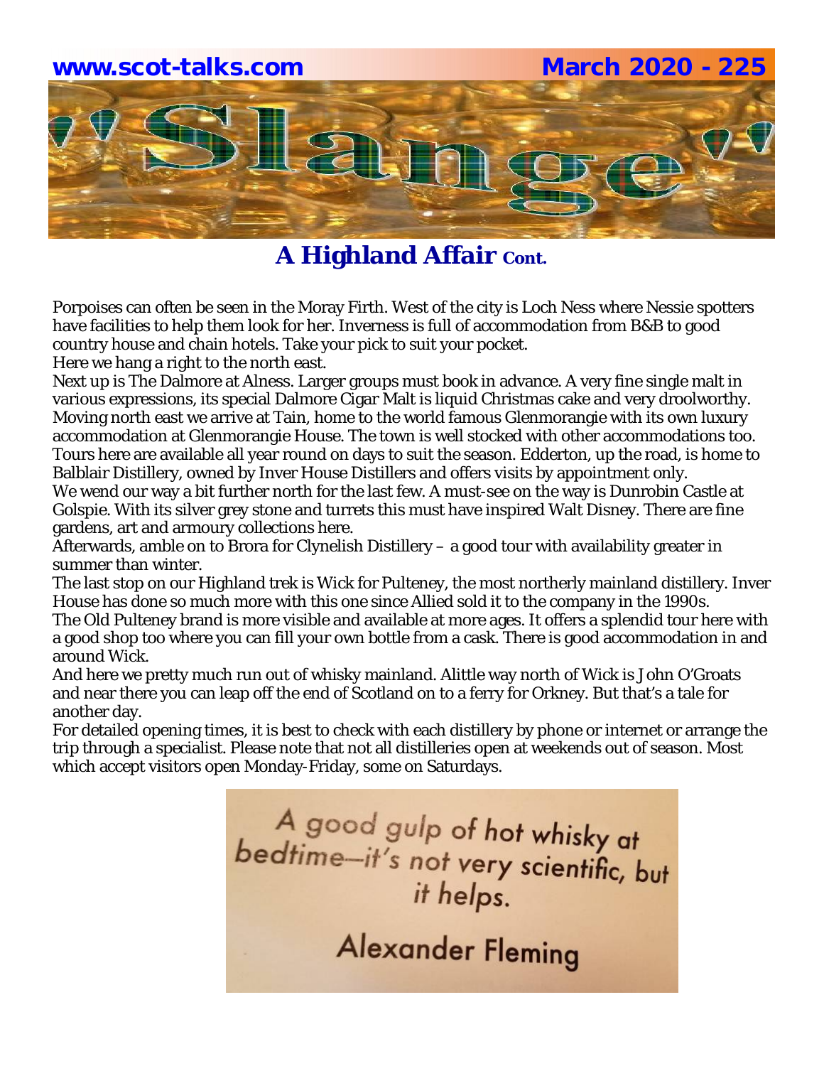## A Highland Affair Cont.

Porpoises can often be seen in the Moray Firth. West of the city is Loch Ness where Nessie spotters have facilities to help them look for her. Inverness is full of accommodation from B&B to good country house and chain hotels. Take your pick to suit your pocket.

Here we hang a right to the north east.

Next up is The Dalmore at Alness. Larger groups must book in advance. A very fine single malt in various expressions, its special Dalmore Cigar Malt is liquid Christmas cake and very droolworthy. Moving north east we arrive at Tain, home to the world famous Glenmorangie with its own luxury accommodation at Glenmorangie House. The town is well stocked with other accommodations too. Tours here are available all year round on days to suit the season. Edderton, up the road, is home to Balblair Distillery, owned by Inver House Distillers and offers visits by appointment only.

We wend our way a bit further north for the last few. A must-see on the way is Dunrobin Castle at Golspie. With its silver grey stone and turrets this must have inspired Walt Disney. There are fine gardens, art and armoury collections here.

Afterwards, amble on to Brora for Clynelish Distillery – a good tour with availability greater in summer than winter.

The last stop on our Highland trek is Wick for Pulteney, the most northerly mainland distillery. Inver House has done so much more with this one since Allied sold it to the company in the 1990s.

The Old Pulteney brand is more visible and available at more ages. It offers a splendid tour here with a good shop too where you can fill your own bottle from a cask. There is good accommodation in and around Wick.

And here we pretty much run out of whisky mainland. Alittle way north of Wick is John O'Groats and near there you can leap off the end of Scotland on to a ferry for Orkney. But that's a tale for another day.

For detailed opening times, it is best to check with each distillery by phone or internet or arrange the trip through a specialist. Please note that not all distilleries open at weekends out of season. Most which accept visitors open Monday-Friday, some on Saturdays.

A good gulp of hot whisky at bedtime—it's not very scientific, but it helps.

Alexander Fleming